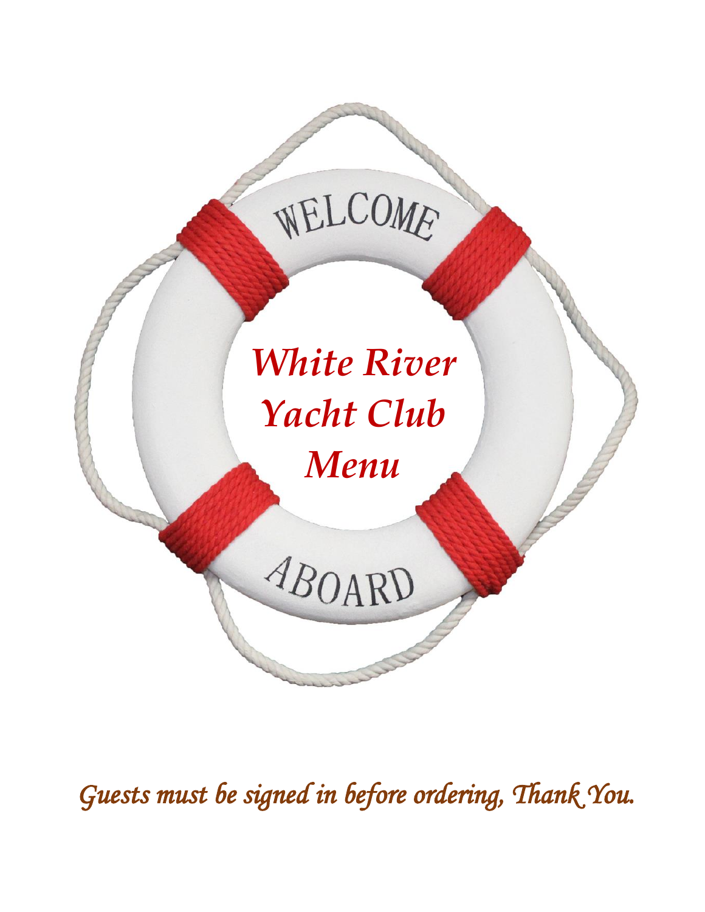WELCOME

# *White River Yacht Club Menu*

ABOARD

*Guests must be signed in before ordering, Thank You.*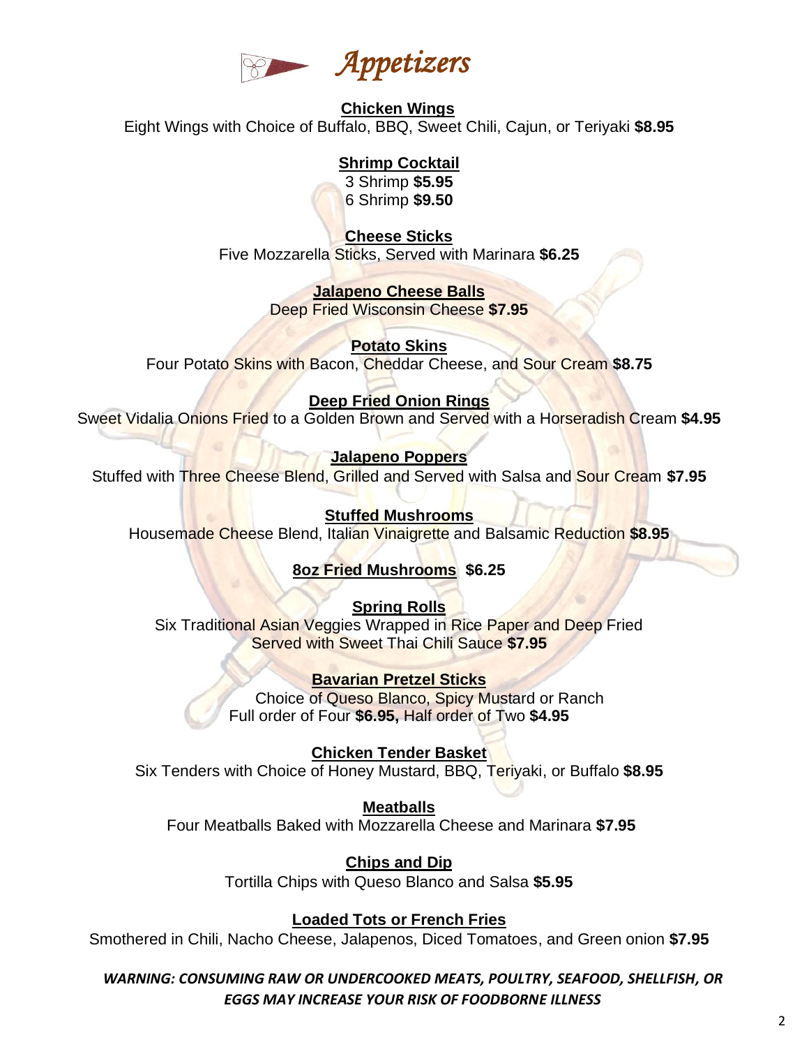# Appetizers

**Chicken Wings**
Eight Wings with Choice of Buffalo, BBQ, Sweet Chili, Cajun, or Teriyaki **$8.95**

**Shrimp Cocktail**
3 Shrimp **$5.95**
6 Shrimp **$9.50**

**Cheese Sticks**
Five Mozzarella Sticks, Served with Marinara **$6.25**

**Jalapeno Cheese Balls**
Deep Fried Wisconsin Cheese **$7.95**

**Potato Skins**
Four Potato Skins with Bacon, Cheddar Cheese, and Sour Cream **$8.75**

**Deep Fried Onion Rings**
Sweet Vidalia Onions Fried to a Golden Brown and Served with a Horseradish Cream **$4.95**

**Jalapeno Poppers**
Stuffed with Three Cheese Blend, Grilled and Served with Salsa and Sour Cream **$7.95**

**Stuffed Mushrooms**
Housemade Cheese Blend, Italian Vinaigrette and Balsamic Reduction **$8.95**

**8oz Fried Mushrooms** **$6.25**

**Spring Rolls**
Six Traditional Asian Veggies Wrapped in Rice Paper and Deep Fried
Served with Sweet Thai Chili Sauce **$7.95**

**Bavarian Pretzel Sticks**
Choice of Queso Blanco, Spicy Mustard or Ranch
Full order of Four **$6.95,** Half order of Two **$4.95**

**Chicken Tender Basket**
Six Tenders with Choice of Honey Mustard, BBQ, Teriyaki, or Buffalo **$8.95**

**Meatballs**
Four Meatballs Baked with Mozzarella Cheese and Marinara **$7.95**

**Chips and Dip**
Tortilla Chips with Queso Blanco and Salsa **$5.95**

**Loaded Tots or French Fries**
Smothered in Chili, Nacho Cheese, Jalapenos, Diced Tomatoes, and Green onion **$7.95**

***WARNING: CONSUMING RAW OR UNDERCOOKED MEATS, POULTRY, SEAFOOD, SHELLFISH, OR EGGS MAY INCREASE YOUR RISK OF FOODBORNE ILLNESS***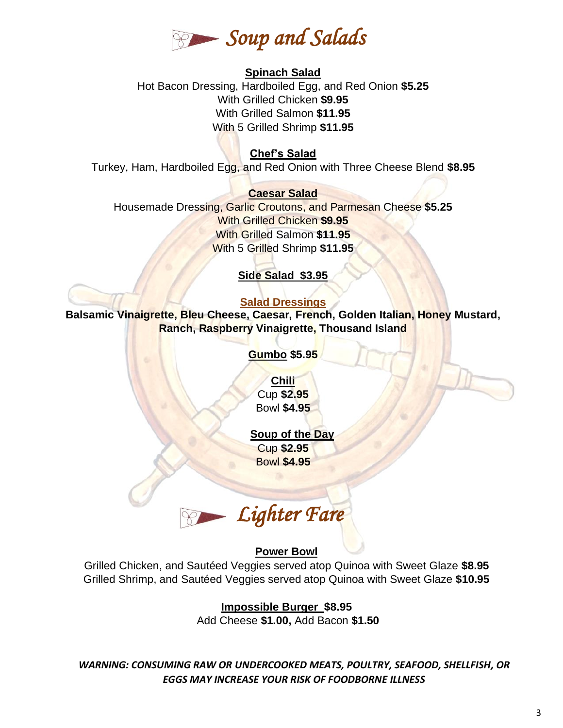# *Soup and Salads*

**Spinach Salad**

Hot Bacon Dressing, Hardboiled Egg, and Red Onion **$5.25**
With Grilled Chicken **$9.95**
With Grilled Salmon **$11.95**
With 5 Grilled Shrimp **$11.95**

**Chef's Salad**

Turkey, Ham, Hardboiled Egg, and Red Onion with Three Cheese Blend **$8.95**

**Caesar Salad**

Housemade Dressing, Garlic Croutons, and Parmesan Cheese **$5.25**
With Grilled Chicken **$9.95**
With Grilled Salmon **$11.95**
With 5 Grilled Shrimp **$11.95**

**Side Salad $3.95**

**Salad Dressings**

**Balsamic Vinaigrette, Bleu Cheese, Caesar, French, Golden Italian, Honey Mustard, Ranch, Raspberry Vinaigrette, Thousand Island**

**Gumbo** **$5.95**

**Chili**

Cup **$2.95**
Bowl **$4.95**

**Soup of the Day**

Cup **$2.95**
Bowl **$4.95**

# *Lighter Fare*

**Power Bowl**

Grilled Chicken, and Sautéed Veggies served atop Quinoa with Sweet Glaze **$8.95**
Grilled Shrimp, and Sautéed Veggies served atop Quinoa with Sweet Glaze **$10.95**

**Impossible Burger $8.95**

Add Cheese **$1.00,** Add Bacon **$1.50**

***WARNING: CONSUMING RAW OR UNDERCOOKED MEATS, POULTRY, SEAFOOD, SHELLFISH, OR EGGS MAY INCREASE YOUR RISK OF FOODBORNE ILLNESS***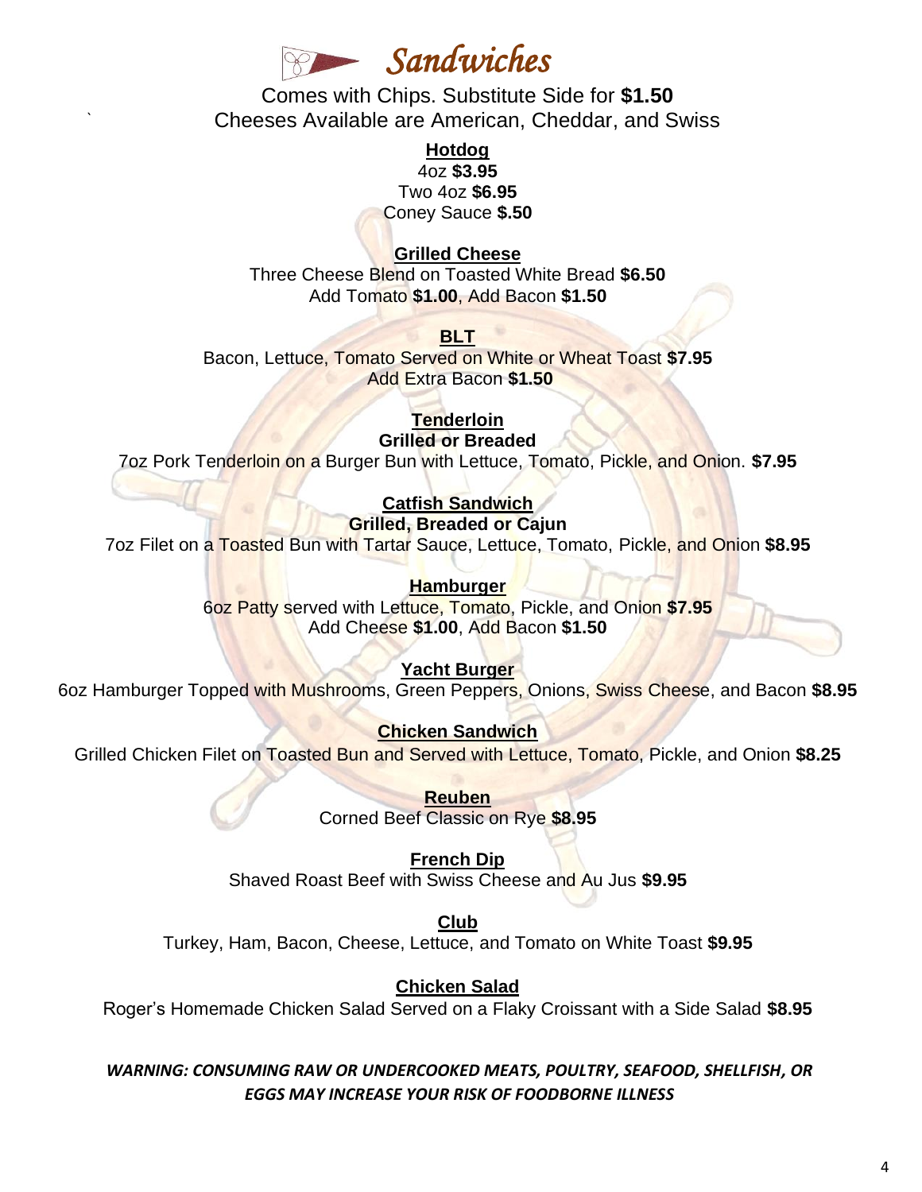# *Sandwiches*

Comes with Chips. Substitute Side for **$1.50**

Cheeses Available are American, Cheddar, and Swiss

**Hotdog**

4oz **$3.95**

Two 4oz **$6.95**

Coney Sauce **$.50**

**Grilled Cheese**

Three Cheese Blend on Toasted White Bread **$6.50**

Add Tomato **$1.00**, Add Bacon **$1.50**

**BLT**

Bacon, Lettuce, Tomato Served on White or Wheat Toast **$7.95**

Add Extra Bacon **$1.50**

**Tenderloin**

**Grilled or Breaded**

7oz Pork Tenderloin on a Burger Bun with Lettuce, Tomato, Pickle, and Onion. **$7.95**

**Catfish Sandwich**

**Grilled, Breaded or Cajun**

7oz Filet on a Toasted Bun with Tartar Sauce, Lettuce, Tomato, Pickle, and Onion **$8.95**

**Hamburger**

6oz Patty served with Lettuce, Tomato, Pickle, and Onion **$7.95**

Add Cheese **$1.00**, Add Bacon **$1.50**

**Yacht Burger**

6oz Hamburger Topped with Mushrooms, Green Peppers, Onions, Swiss Cheese, and Bacon **$8.95**

**Chicken Sandwich**

Grilled Chicken Filet on Toasted Bun and Served with Lettuce, Tomato, Pickle, and Onion **$8.25**

**Reuben**

Corned Beef Classic on Rye **$8.95**

**French Dip**

Shaved Roast Beef with Swiss Cheese and Au Jus **$9.95**

**Club**

Turkey, Ham, Bacon, Cheese, Lettuce, and Tomato on White Toast **$9.95**

**Chicken Salad**

Roger's Homemade Chicken Salad Served on a Flaky Croissant with a Side Salad **$8.95**

***WARNING: CONSUMING RAW OR UNDERCOOKED MEATS, POULTRY, SEAFOOD, SHELLFISH, OR EGGS MAY INCREASE YOUR RISK OF FOODBORNE ILLNESS***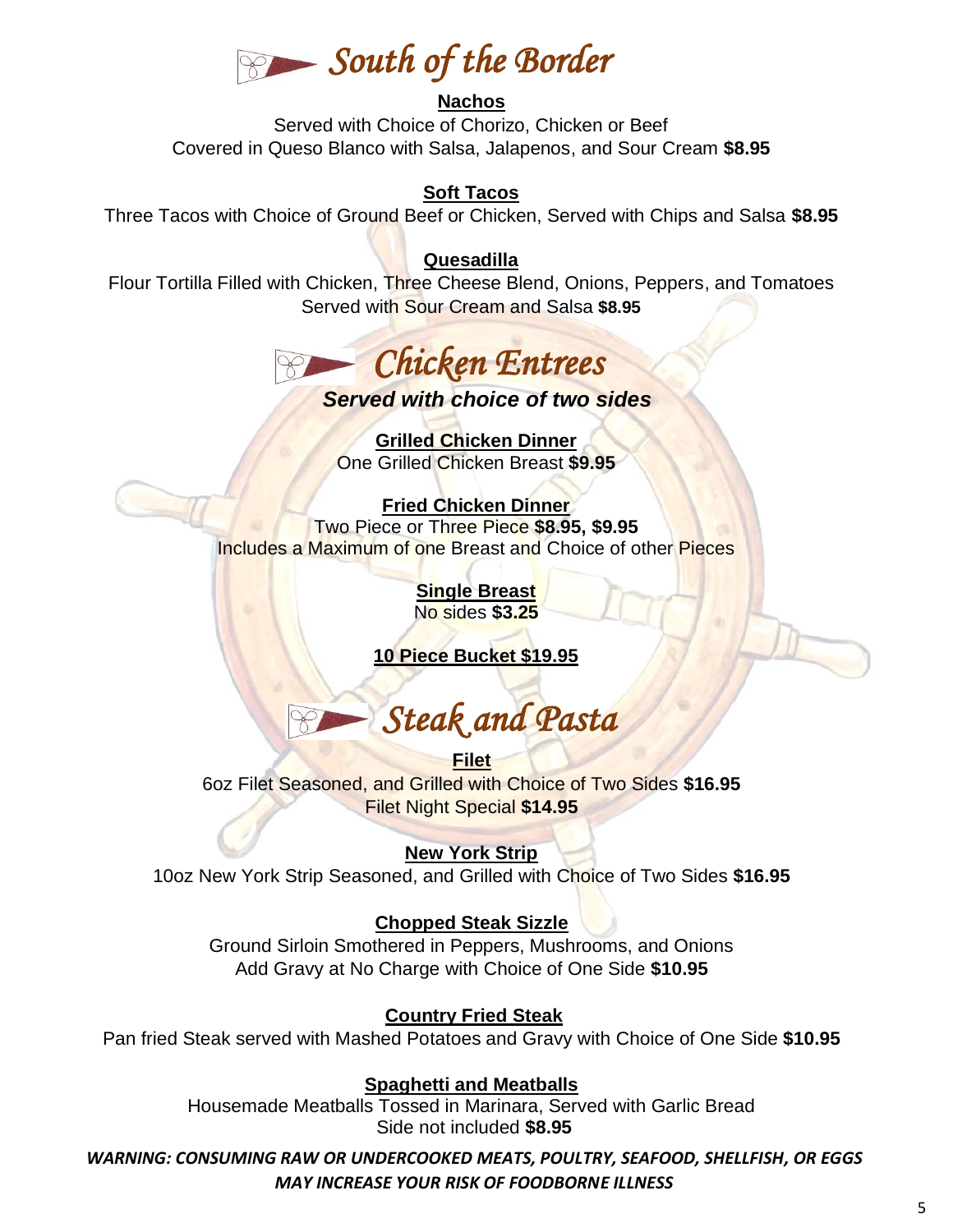# *South of the Border*

**Nachos**

Served with Choice of Chorizo, Chicken or Beef
Covered in Queso Blanco with Salsa, Jalapenos, and Sour Cream **$8.95**

**Soft Tacos**

Three Tacos with Choice of Ground Beef or Chicken, Served with Chips and Salsa **$8.95**

**Quesadilla**

Flour Tortilla Filled with Chicken, Three Cheese Blend, Onions, Peppers, and Tomatoes
Served with Sour Cream and Salsa **$8.95**

# *Chicken Entrees*

***Served with choice of two sides***

**Grilled Chicken Dinner**

One Grilled Chicken Breast **$9.95**

**Fried Chicken Dinner**

Two Piece or Three Piece **$8.95, $9.95**
Includes a Maximum of one Breast and Choice of other Pieces

**Single Breast**

No sides **$3.25**

**10 Piece Bucket $19.95**

# *Steak and Pasta*

**Filet**

6oz Filet Seasoned, and Grilled with Choice of Two Sides **$16.95**
Filet Night Special **$14.95**

**New York Strip**

10oz New York Strip Seasoned, and Grilled with Choice of Two Sides **$16.95**

**Chopped Steak Sizzle**

Ground Sirloin Smothered in Peppers, Mushrooms, and Onions
Add Gravy at No Charge with Choice of One Side **$10.95**

**Country Fried Steak**

Pan fried Steak served with Mashed Potatoes and Gravy with Choice of One Side **$10.95**

**Spaghetti and Meatballs**

Housemade Meatballs Tossed in Marinara, Served with Garlic Bread
Side not included **$8.95**

***WARNING: CONSUMING RAW OR UNDERCOOKED MEATS, POULTRY, SEAFOOD, SHELLFISH, OR EGGS MAY INCREASE YOUR RISK OF FOODBORNE ILLNESS***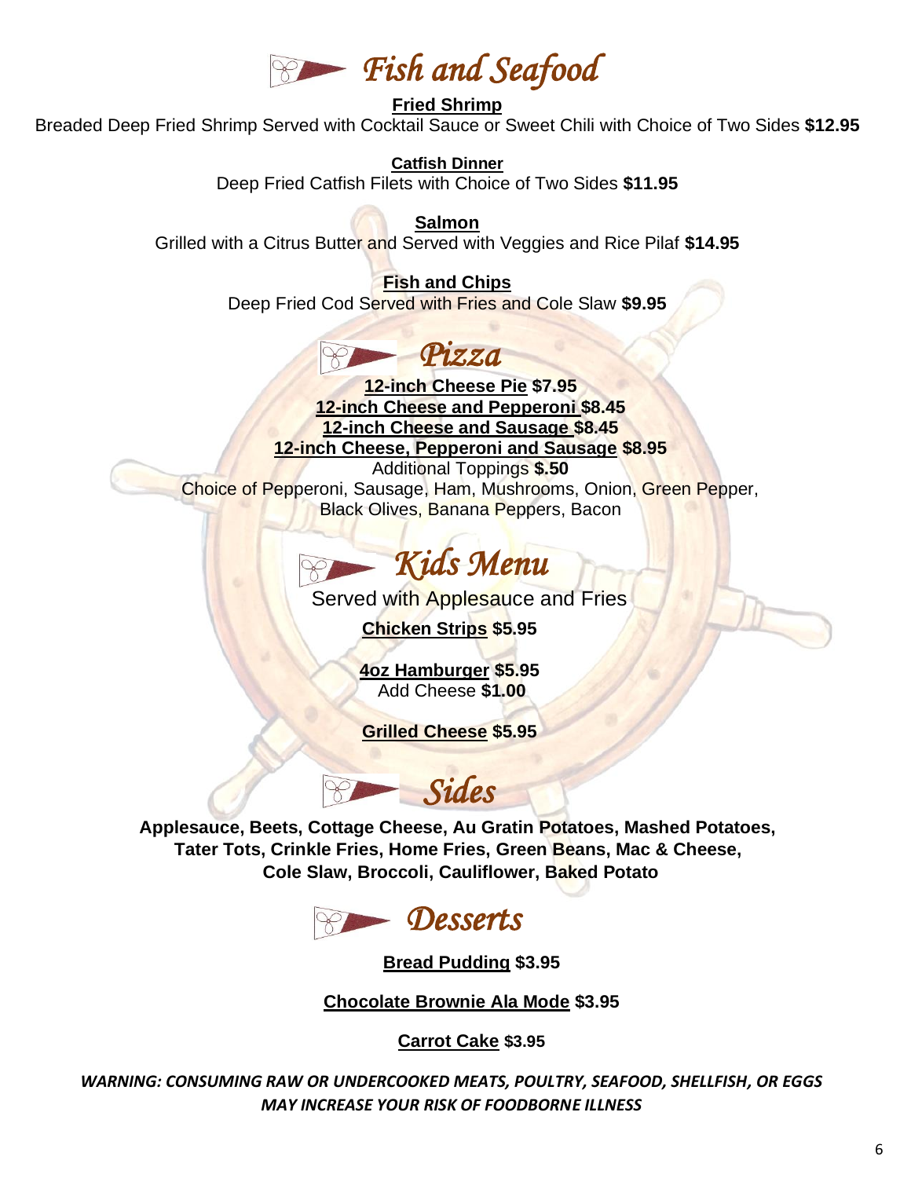# *Fish and Seafood*

**Fried Shrimp**

Breaded Deep Fried Shrimp Served with Cocktail Sauce or Sweet Chili with Choice of Two Sides **$12.95**

**Catfish Dinner**

Deep Fried Catfish Filets with Choice of Two Sides **$11.95**

**Salmon**

Grilled with a Citrus Butter and Served with Veggies and Rice Pilaf **$14.95**

**Fish and Chips**

Deep Fried Cod Served with Fries and Cole Slaw **$9.95**

# *Pizza*

**12-inch Cheese Pie $7.95**

**12-inch Cheese and Pepperoni $8.45**

**12-inch Cheese and Sausage $8.45**

**12-inch Cheese, Pepperoni and Sausage $8.95**

Additional Toppings **$.50**

Choice of Pepperoni, Sausage, Ham, Mushrooms, Onion, Green Pepper, Black Olives, Banana Peppers, Bacon

# *Kids Menu*

Served with Applesauce and Fries

**Chicken Strips $5.95**

**4oz Hamburger $5.95**

Add Cheese **$1.00**

**Grilled Cheese $5.95**

# *Sides*

**Applesauce, Beets, Cottage Cheese, Au Gratin Potatoes, Mashed Potatoes, Tater Tots, Crinkle Fries, Home Fries, Green Beans, Mac & Cheese, Cole Slaw, Broccoli, Cauliflower, Baked Potato**

# *Desserts*

**Bread Pudding $3.95**

**Chocolate Brownie Ala Mode $3.95**

**Carrot Cake $3.95**

***WARNING: CONSUMING RAW OR UNDERCOOKED MEATS, POULTRY, SEAFOOD, SHELLFISH, OR EGGS MAY INCREASE YOUR RISK OF FOODBORNE ILLNESS***